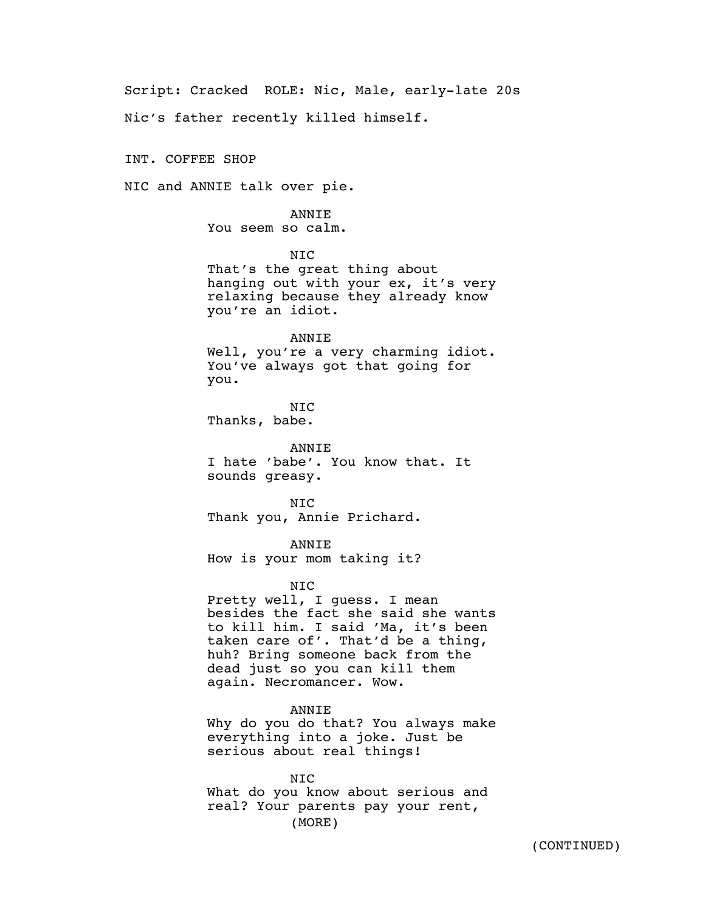Script: Cracked  ROLE: Nic, Male, early-late 20s

Nic's father recently killed himself.

INT. COFFEE SHOP

NIC and ANNIE talk over pie.

ANNIE
You seem so calm.

NIC
That's the great thing about hanging out with your ex, it's very relaxing because they already know you're an idiot.

ANNIE
Well, you're a very charming idiot. You've always got that going for you.

NIC
Thanks, babe.

ANNIE
I hate 'babe'. You know that. It sounds greasy.

NIC
Thank you, Annie Prichard.

ANNIE
How is your mom taking it?

NIC
Pretty well, I guess. I mean besides the fact she said she wants to kill him. I said 'Ma, it's been taken care of'. That'd be a thing, huh? Bring someone back from the dead just so you can kill them again. Necromancer. Wow.

ANNIE
Why do you do that? You always make everything into a joke. Just be serious about real things!

NIC
What do you know about serious and real? Your parents pay your rent,
(MORE)

(CONTINUED)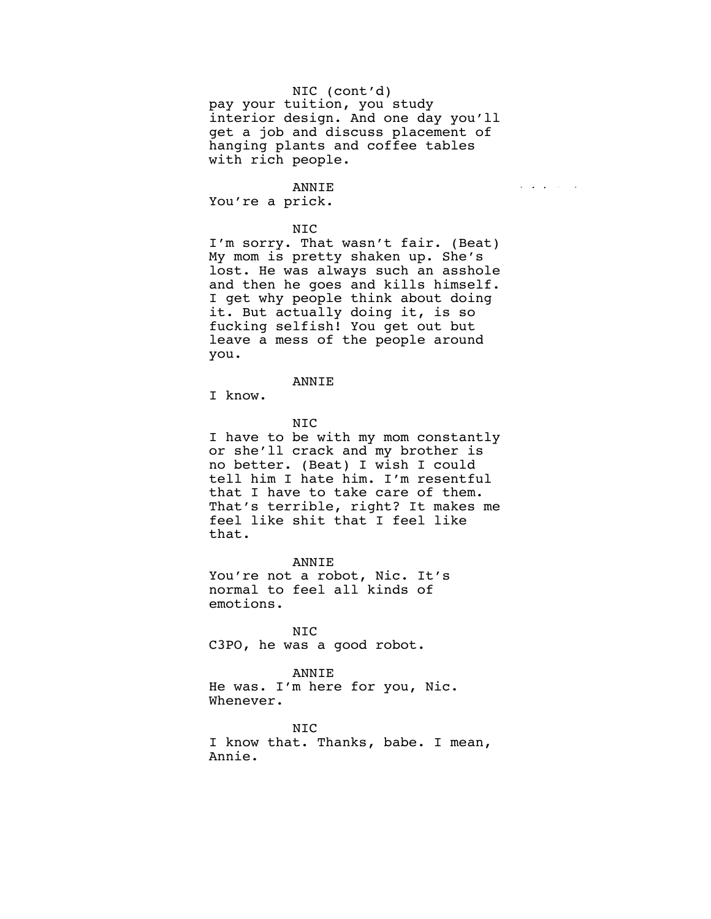NIC (cont'd)

pay your tuition, you study interior design. And one day you'll get a job and discuss placement of hanging plants and coffee tables with rich people.

ANNIE

You're a prick.

NIC

I'm sorry. That wasn't fair. (Beat) My mom is pretty shaken up. She's lost. He was always such an asshole and then he goes and kills himself. I get why people think about doing it. But actually doing it, is so fucking selfish! You get out but leave a mess of the people around you.

ANNIE

I know.

NIC

I have to be with my mom constantly or she'll crack and my brother is no better. (Beat) I wish I could tell him I hate him. I'm resentful that I have to take care of them. That's terrible, right? It makes me feel like shit that I feel like that.

ANNIE

You're not a robot, Nic. It's normal to feel all kinds of emotions.

NIC

C3PO, he was a good robot.

ANNIE

He was. I'm here for you, Nic. Whenever.

NIC

I know that. Thanks, babe. I mean, Annie.